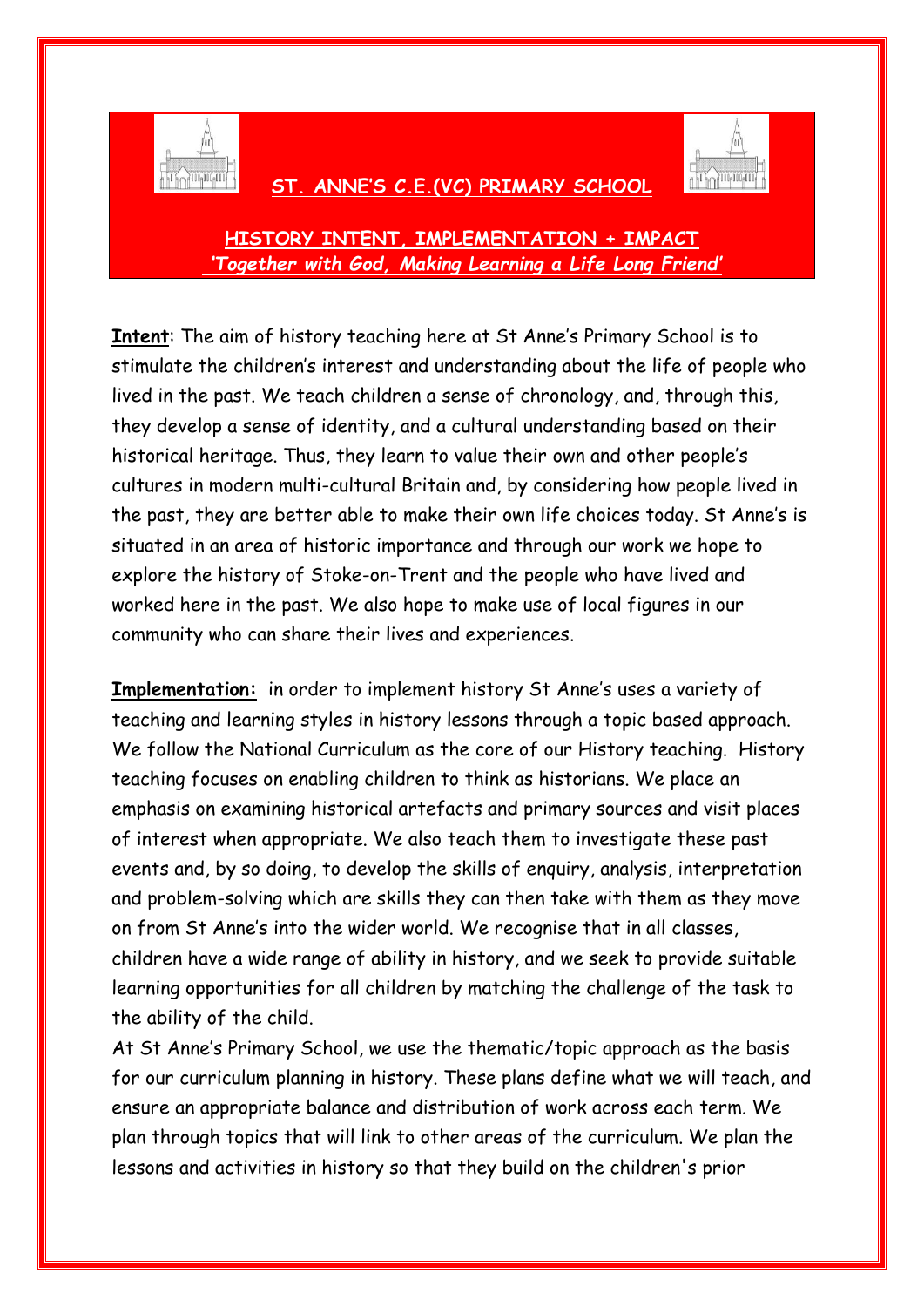# ST. ANNE'S C.E.(VC) PRIMARY SCHOOL

## HISTORY INTENT, IMPLEMENTATION + IMPACT

*'Together with God, Making Learning a Life Long Friend'*

**Intent**: The aim of history teaching here at St Anne's Primary School is to stimulate the children's interest and understanding about the life of people who lived in the past. We teach children a sense of chronology, and, through this, they develop a sense of identity, and a cultural understanding based on their historical heritage. Thus, they learn to value their own and other people's cultures in modern multi-cultural Britain and, by considering how people lived in the past, they are better able to make their own life choices today. St Anne's is situated in an area of historic importance and through our work we hope to explore the history of Stoke-on-Trent and the people who have lived and worked here in the past. We also hope to make use of local figures in our community who can share their lives and experiences.

**Implementation:** in order to implement history St Anne's uses a variety of teaching and learning styles in history lessons through a topic based approach. We follow the National Curriculum as the core of our History teaching. History teaching focuses on enabling children to think as historians. We place an emphasis on examining historical artefacts and primary sources and visit places of interest when appropriate. We also teach them to investigate these past events and, by so doing, to develop the skills of enquiry, analysis, interpretation and problem-solving which are skills they can then take with them as they move on from St Anne's into the wider world. We recognise that in all classes, children have a wide range of ability in history, and we seek to provide suitable learning opportunities for all children by matching the challenge of the task to the ability of the child.

At St Anne's Primary School, we use the thematic/topic approach as the basis for our curriculum planning in history. These plans define what we will teach, and ensure an appropriate balance and distribution of work across each term. We plan through topics that will link to other areas of the curriculum. We plan the lessons and activities in history so that they build on the children's prior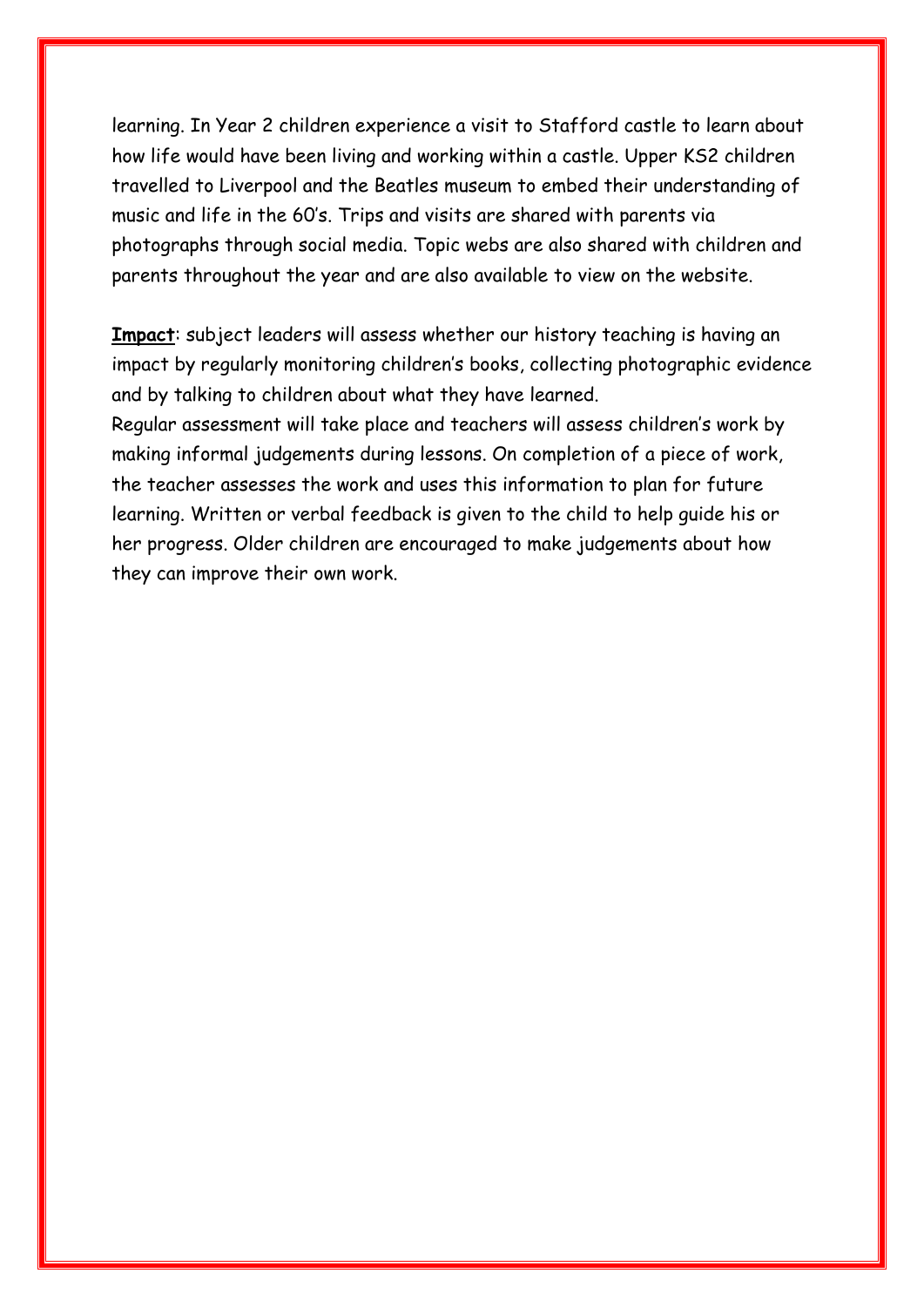learning. In Year 2 children experience a visit to Stafford castle to learn about how life would have been living and working within a castle. Upper KS2 children travelled to Liverpool and the Beatles museum to embed their understanding of music and life in the 60's. Trips and visits are shared with parents via photographs through social media. Topic webs are also shared with children and parents throughout the year and are also available to view on the website.

**Impact**: subject leaders will assess whether our history teaching is having an impact by regularly monitoring children's books, collecting photographic evidence and by talking to children about what they have learned.
Regular assessment will take place and teachers will assess children's work by making informal judgements during lessons. On completion of a piece of work, the teacher assesses the work and uses this information to plan for future learning. Written or verbal feedback is given to the child to help guide his or her progress. Older children are encouraged to make judgements about how they can improve their own work.